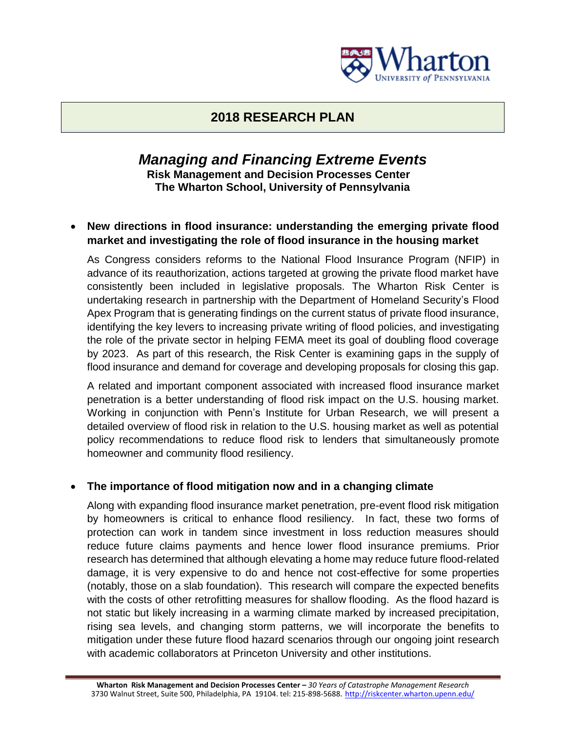# 2018 RESEARCH PLAN

## *Managing and Financing Extreme Events*

**Risk Management and Decision Processes Center**
**The Wharton School, University of Pennsylvania**

- **New directions in flood insurance: understanding the emerging private flood market and investigating the role of flood insurance in the housing market**

  As Congress considers reforms to the National Flood Insurance Program (NFIP) in advance of its reauthorization, actions targeted at growing the private flood market have consistently been included in legislative proposals. The Wharton Risk Center is undertaking research in partnership with the Department of Homeland Security's Flood Apex Program that is generating findings on the current status of private flood insurance, identifying the key levers to increasing private writing of flood policies, and investigating the role of the private sector in helping FEMA meet its goal of doubling flood coverage by 2023. As part of this research, the Risk Center is examining gaps in the supply of flood insurance and demand for coverage and developing proposals for closing this gap.

  A related and important component associated with increased flood insurance market penetration is a better understanding of flood risk impact on the U.S. housing market. Working in conjunction with Penn's Institute for Urban Research, we will present a detailed overview of flood risk in relation to the U.S. housing market as well as potential policy recommendations to reduce flood risk to lenders that simultaneously promote homeowner and community flood resiliency.

- **The importance of flood mitigation now and in a changing climate**

  Along with expanding flood insurance market penetration, pre-event flood risk mitigation by homeowners is critical to enhance flood resiliency. In fact, these two forms of protection can work in tandem since investment in loss reduction measures should reduce future claims payments and hence lower flood insurance premiums. Prior research has determined that although elevating a home may reduce future flood-related damage, it is very expensive to do and hence not cost-effective for some properties (notably, those on a slab foundation). This research will compare the expected benefits with the costs of other retrofitting measures for shallow flooding. As the flood hazard is not static but likely increasing in a warming climate marked by increased precipitation, rising sea levels, and changing storm patterns, we will incorporate the benefits to mitigation under these future flood hazard scenarios through our ongoing joint research with academic collaborators at Princeton University and other institutions.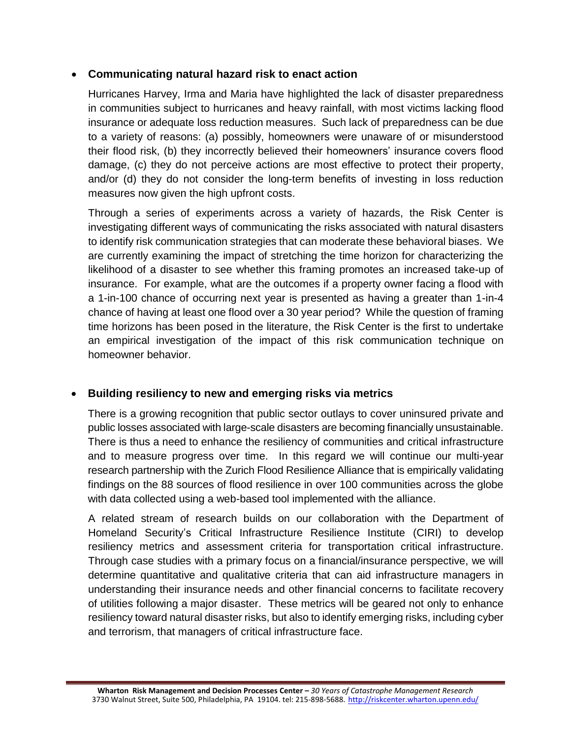- **Communicating natural hazard risk to enact action**

  Hurricanes Harvey, Irma and Maria have highlighted the lack of disaster preparedness in communities subject to hurricanes and heavy rainfall, with most victims lacking flood insurance or adequate loss reduction measures. Such lack of preparedness can be due to a variety of reasons: (a) possibly, homeowners were unaware of or misunderstood their flood risk, (b) they incorrectly believed their homeowners' insurance covers flood damage, (c) they do not perceive actions are most effective to protect their property, and/or (d) they do not consider the long-term benefits of investing in loss reduction measures now given the high upfront costs.

  Through a series of experiments across a variety of hazards, the Risk Center is investigating different ways of communicating the risks associated with natural disasters to identify risk communication strategies that can moderate these behavioral biases. We are currently examining the impact of stretching the time horizon for characterizing the likelihood of a disaster to see whether this framing promotes an increased take-up of insurance. For example, what are the outcomes if a property owner facing a flood with a 1-in-100 chance of occurring next year is presented as having a greater than 1-in-4 chance of having at least one flood over a 30 year period? While the question of framing time horizons has been posed in the literature, the Risk Center is the first to undertake an empirical investigation of the impact of this risk communication technique on homeowner behavior.

- **Building resiliency to new and emerging risks via metrics**

  There is a growing recognition that public sector outlays to cover uninsured private and public losses associated with large-scale disasters are becoming financially unsustainable. There is thus a need to enhance the resiliency of communities and critical infrastructure and to measure progress over time. In this regard we will continue our multi-year research partnership with the Zurich Flood Resilience Alliance that is empirically validating findings on the 88 sources of flood resilience in over 100 communities across the globe with data collected using a web-based tool implemented with the alliance.

  A related stream of research builds on our collaboration with the Department of Homeland Security's Critical Infrastructure Resilience Institute (CIRI) to develop resiliency metrics and assessment criteria for transportation critical infrastructure. Through case studies with a primary focus on a financial/insurance perspective, we will determine quantitative and qualitative criteria that can aid infrastructure managers in understanding their insurance needs and other financial concerns to facilitate recovery of utilities following a major disaster. These metrics will be geared not only to enhance resiliency toward natural disaster risks, but also to identify emerging risks, including cyber and terrorism, that managers of critical infrastructure face.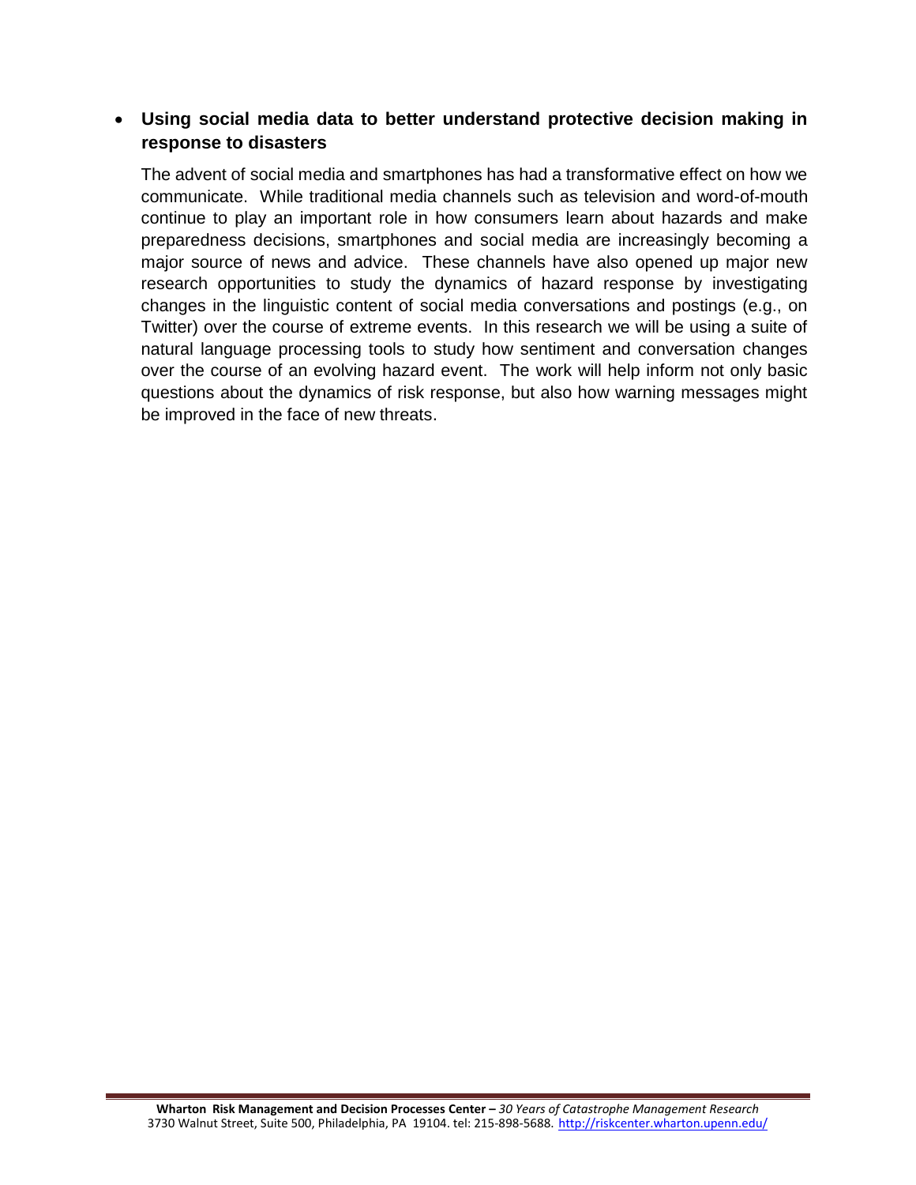- **Using social media data to better understand protective decision making in response to disasters**

  The advent of social media and smartphones has had a transformative effect on how we communicate. While traditional media channels such as television and word-of-mouth continue to play an important role in how consumers learn about hazards and make preparedness decisions, smartphones and social media are increasingly becoming a major source of news and advice. These channels have also opened up major new research opportunities to study the dynamics of hazard response by investigating changes in the linguistic content of social media conversations and postings (e.g., on Twitter) over the course of extreme events. In this research we will be using a suite of natural language processing tools to study how sentiment and conversation changes over the course of an evolving hazard event. The work will help inform not only basic questions about the dynamics of risk response, but also how warning messages might be improved in the face of new threats.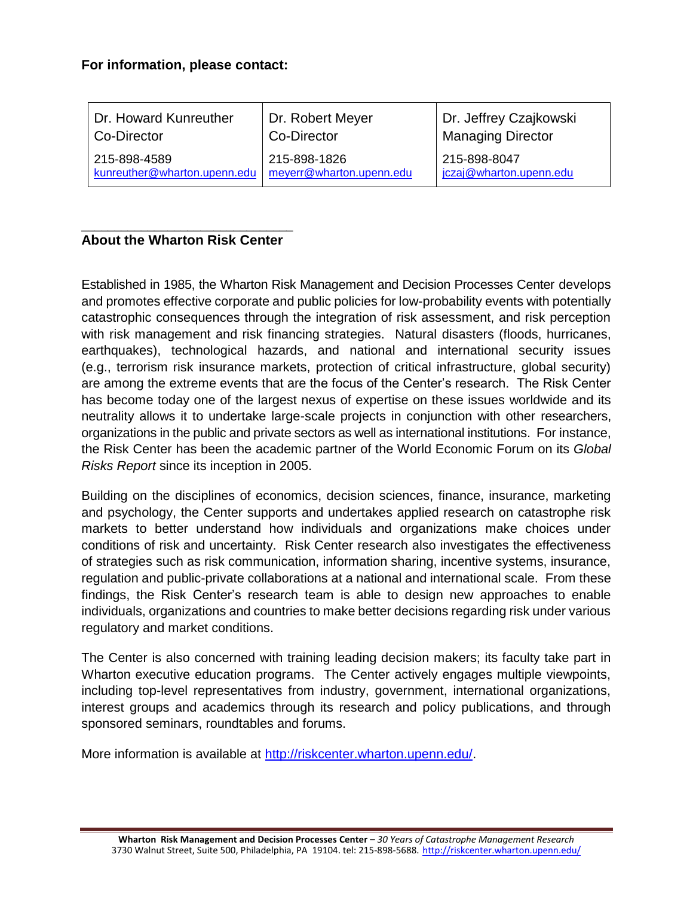**For information, please contact:**

| | | |
|---|---|---|
| Dr. Howard Kunreuther<br>Co-Director<br>215-898-4589<br>kunreuther@wharton.upenn.edu | Dr. Robert Meyer<br>Co-Director<br>215-898-1826<br>meyerr@wharton.upenn.edu | Dr. Jeffrey Czajkowski<br>Managing Director<br>215-898-8047<br>jczaj@wharton.upenn.edu |

## About the Wharton Risk Center

Established in 1985, the Wharton Risk Management and Decision Processes Center develops and promotes effective corporate and public policies for low-probability events with potentially catastrophic consequences through the integration of risk assessment, and risk perception with risk management and risk financing strategies. Natural disasters (floods, hurricanes, earthquakes), technological hazards, and national and international security issues (e.g., terrorism risk insurance markets, protection of critical infrastructure, global security) are among the extreme events that are the focus of the Center's research. The Risk Center has become today one of the largest nexus of expertise on these issues worldwide and its neutrality allows it to undertake large-scale projects in conjunction with other researchers, organizations in the public and private sectors as well as international institutions. For instance, the Risk Center has been the academic partner of the World Economic Forum on its *Global Risks Report* since its inception in 2005.

Building on the disciplines of economics, decision sciences, finance, insurance, marketing and psychology, the Center supports and undertakes applied research on catastrophe risk markets to better understand how individuals and organizations make choices under conditions of risk and uncertainty. Risk Center research also investigates the effectiveness of strategies such as risk communication, information sharing, incentive systems, insurance, regulation and public-private collaborations at a national and international scale. From these findings, the Risk Center's research team is able to design new approaches to enable individuals, organizations and countries to make better decisions regarding risk under various regulatory and market conditions.

The Center is also concerned with training leading decision makers; its faculty take part in Wharton executive education programs. The Center actively engages multiple viewpoints, including top-level representatives from industry, government, international organizations, interest groups and academics through its research and policy publications, and through sponsored seminars, roundtables and forums.

More information is available at http://riskcenter.wharton.upenn.edu/.